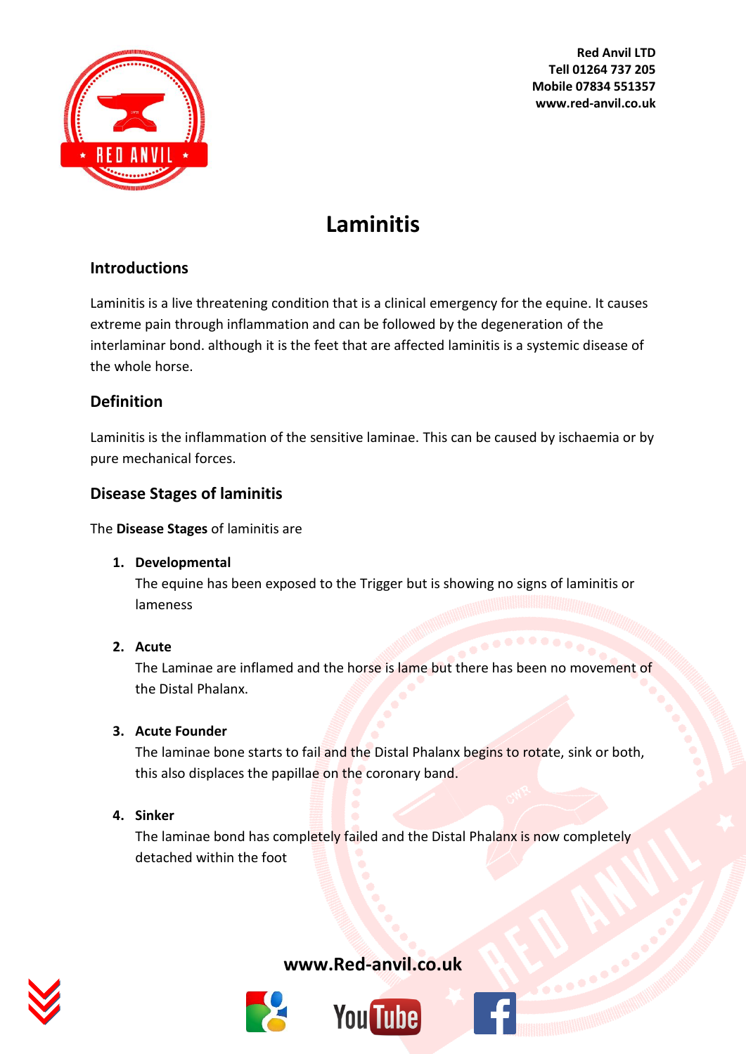Red Anvil LTD
Tell 01264 737 205
Mobile 07834 551357
www.red-anvil.co.uk

# Laminitis

## Introductions

Laminitis is a live threatening condition that is a clinical emergency for the equine. It causes extreme pain through inflammation and can be followed by the degeneration of the interlaminar bond. although it is the feet that are affected laminitis is a systemic disease of the whole horse.

## Definition

Laminitis is the inflammation of the sensitive laminae. This can be caused by ischaemia or by pure mechanical forces.

## Disease Stages of laminitis

The **Disease Stages** of laminitis are

1. **Developmental**
   The equine has been exposed to the Trigger but is showing no signs of laminitis or lameness

2. **Acute**
   The Laminae are inflamed and the horse is lame but there has been no movement of the Distal Phalanx.

3. **Acute Founder**
   The laminae bone starts to fail and the Distal Phalanx begins to rotate, sink or both, this also displaces the papillae on the coronary band.

4. **Sinker**
   The laminae bond has completely failed and the Distal Phalanx is now completely detached within the foot

www.Red-anvil.co.uk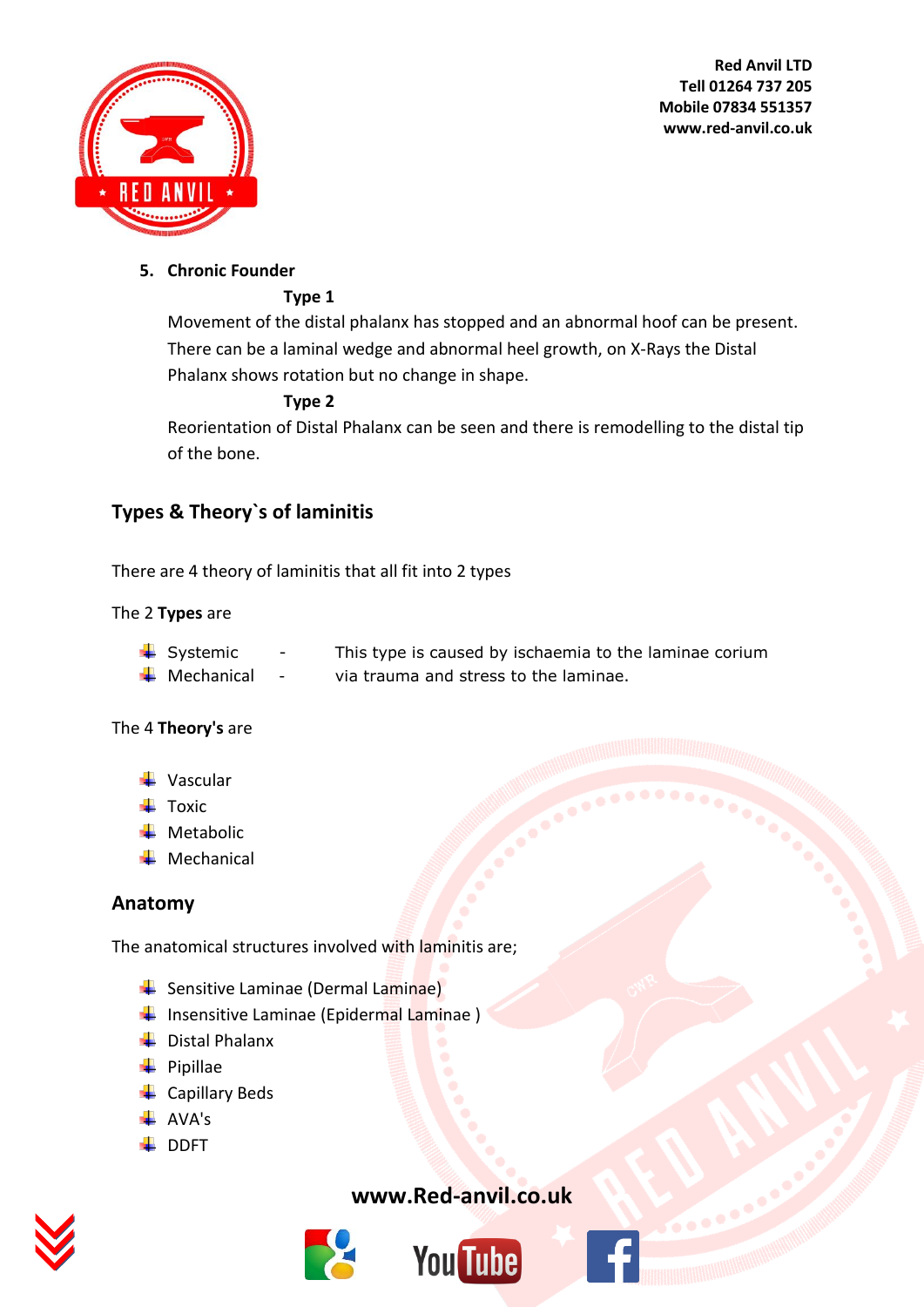5. **Chronic Founder**

**Type 1**

Movement of the distal phalanx has stopped and an abnormal hoof can be present. There can be a laminal wedge and abnormal heel growth, on X-Rays the Distal Phalanx shows rotation but no change in shape.

**Type 2**

Reorientation of Distal Phalanx can be seen and there is remodelling to the distal tip of the bone.

## Types & Theory`s of laminitis

There are 4 theory of laminitis that all fit into 2 types

The 2 **Types** are

- Systemic - This type is caused by ischaemia to the laminae corium
- Mechanical - via trauma and stress to the laminae.

The 4 **Theory's** are

- Vascular
- Toxic
- Metabolic
- Mechanical

## Anatomy

The anatomical structures involved with laminitis are;

- Sensitive Laminae (Dermal Laminae)
- Insensitive Laminae (Epidermal Laminae )
- Distal Phalanx
- Pipillae
- Capillary Beds
- AVA's
- DDFT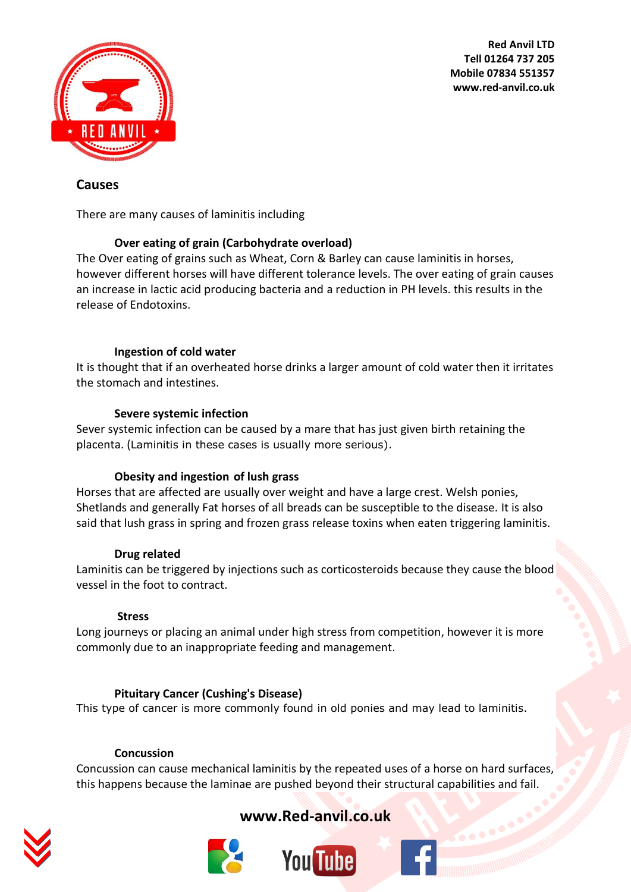## Causes

There are many causes of laminitis including

### Over eating of grain (Carbohydrate overload)

The Over eating of grains such as Wheat, Corn & Barley can cause laminitis in horses, however different horses will have different tolerance levels. The over eating of grain causes an increase in lactic acid producing bacteria and a reduction in PH levels. this results in the release of Endotoxins.

### Ingestion of cold water

It is thought that if an overheated horse drinks a larger amount of cold water then it irritates the stomach and intestines.

### Severe systemic infection

Sever systemic infection can be caused by a mare that has just given birth retaining the placenta. (Laminitis in these cases is usually more serious).

### Obesity and ingestion of lush grass

Horses that are affected are usually over weight and have a large crest. Welsh ponies, Shetlands and generally Fat horses of all breads can be susceptible to the disease. It is also said that lush grass in spring and frozen grass release toxins when eaten triggering laminitis.

### Drug related

Laminitis can be triggered by injections such as corticosteroids because they cause the blood vessel in the foot to contract.

### Stress

Long journeys or placing an animal under high stress from competition, however it is more commonly due to an inappropriate feeding and management.

### Pituitary Cancer (Cushing's Disease)

This type of cancer is more commonly found in old ponies and may lead to laminitis.

### Concussion

Concussion can cause mechanical laminitis by the repeated uses of a horse on hard surfaces, this happens because the laminae are pushed beyond their structural capabilities and fail.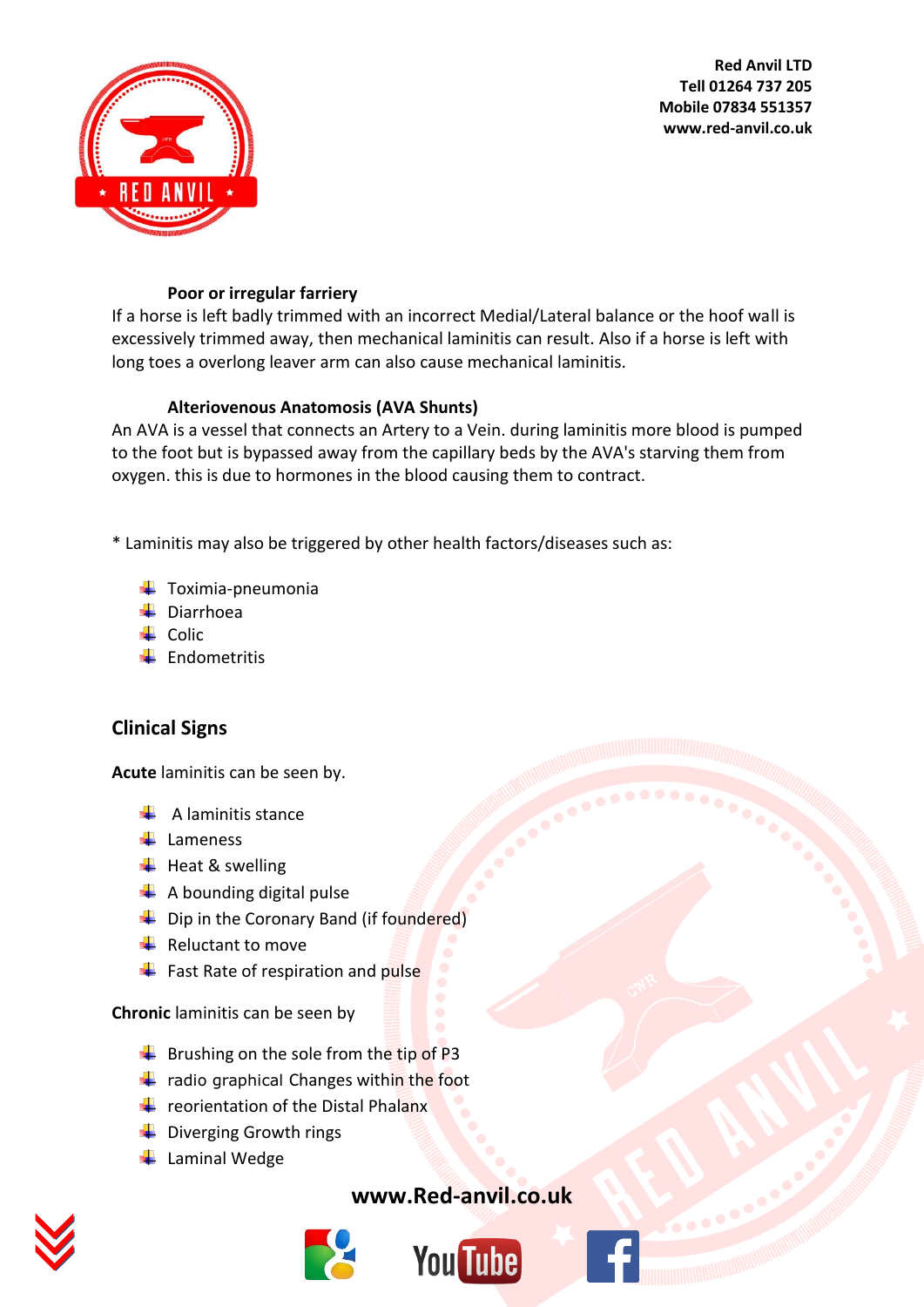### Poor or irregular farriery

If a horse is left badly trimmed with an incorrect Medial/Lateral balance or the hoof wall is excessively trimmed away, then mechanical laminitis can result. Also if a horse is left with long toes a overlong leaver arm can also cause mechanical laminitis.

### Alteriovenous Anatomosis (AVA Shunts)

An AVA is a vessel that connects an Artery to a Vein. during laminitis more blood is pumped to the foot but is bypassed away from the capillary beds by the AVA's starving them from oxygen. this is due to hormones in the blood causing them to contract.

* Laminitis may also be triggered by other health factors/diseases such as:

- Toximia-pneumonia
- Diarrhoea
- Colic
- Endometritis

## Clinical Signs

**Acute** laminitis can be seen by.

- A laminitis stance
- Lameness
- Heat & swelling
- A bounding digital pulse
- Dip in the Coronary Band (if foundered)
- Reluctant to move
- Fast Rate of respiration and pulse

**Chronic** laminitis can be seen by

- Brushing on the sole from the tip of P3
- radio graphical Changes within the foot
- reorientation of the Distal Phalanx
- Diverging Growth rings
- Laminal Wedge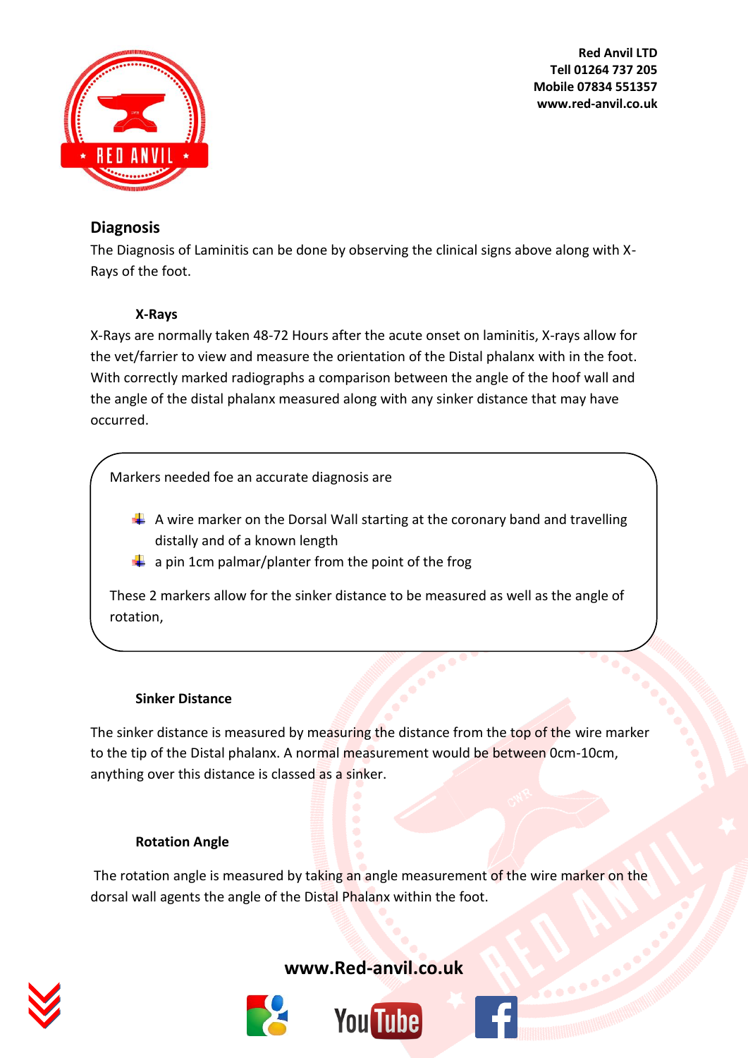## Diagnosis

The Diagnosis of Laminitis can be done by observing the clinical signs above along with X-Rays of the foot.

### X-Rays

X-Rays are normally taken 48-72 Hours after the acute onset on laminitis, X-rays allow for the vet/farrier to view and measure the orientation of the Distal phalanx with in the foot. With correctly marked radiographs a comparison between the angle of the hoof wall and the angle of the distal phalanx measured along with any sinker distance that may have occurred.

Markers needed foe an accurate diagnosis are

- A wire marker on the Dorsal Wall starting at the coronary band and travelling distally and of a known length
- a pin 1cm palmar/planter from the point of the frog

These 2 markers allow for the sinker distance to be measured as well as the angle of rotation,

### Sinker Distance

The sinker distance is measured by measuring the distance from the top of the wire marker to the tip of the Distal phalanx. A normal measurement would be between 0cm-10cm, anything over this distance is classed as a sinker.

### Rotation Angle

The rotation angle is measured by taking an angle measurement of the wire marker on the dorsal wall agents the angle of the Distal Phalanx within the foot.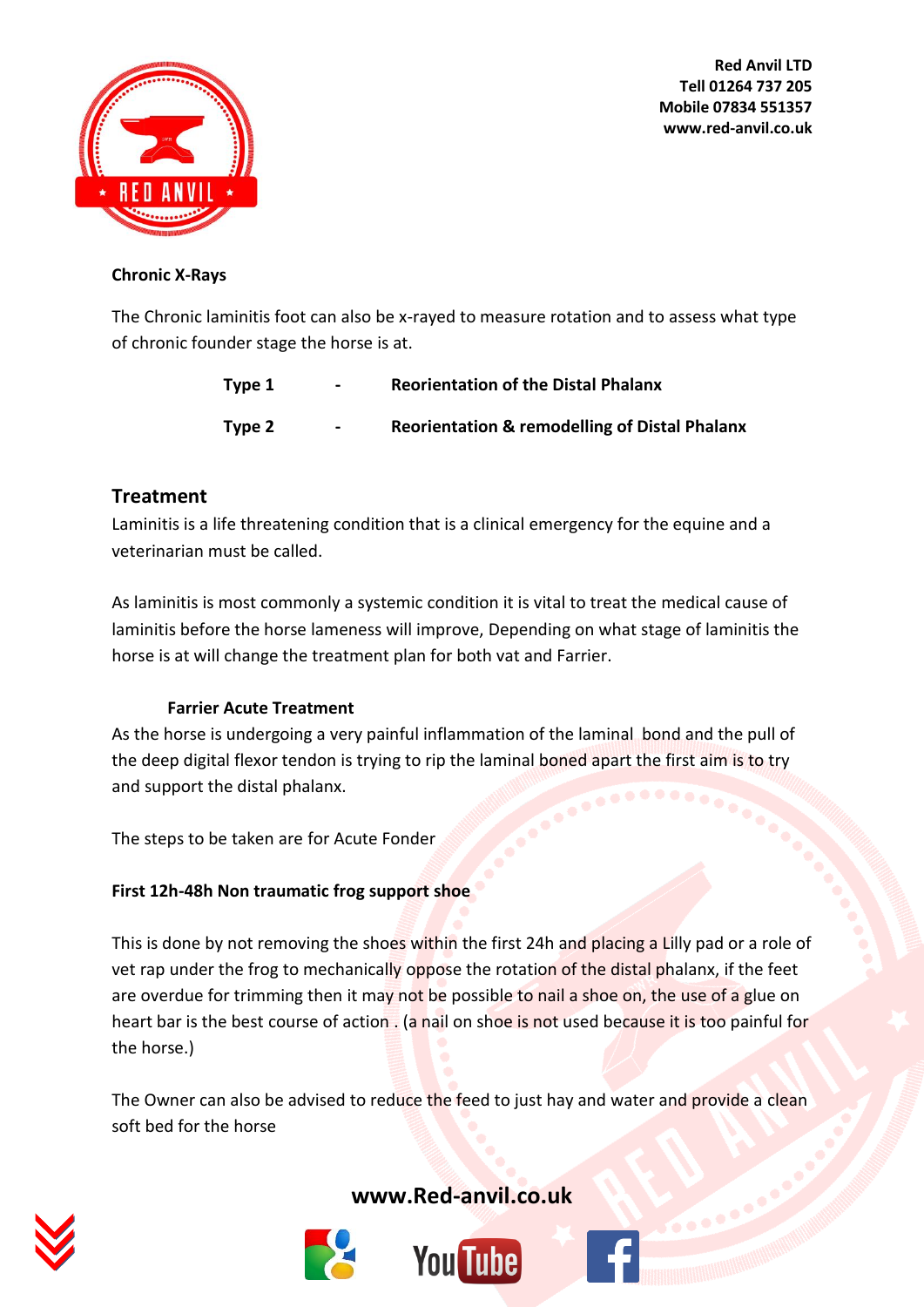**Chronic X-Rays**

The Chronic laminitis foot can also be x-rayed to measure rotation and to assess what type of chronic founder stage the horse is at.

| | | |
|---|---|---|
| **Type 1** | **-** | **Reorientation of the Distal Phalanx** |
| **Type 2** | **-** | **Reorientation & remodelling of Distal Phalanx** |

## Treatment

Laminitis is a life threatening condition that is a clinical emergency for the equine and a veterinarian must be called.

As laminitis is most commonly a systemic condition it is vital to treat the medical cause of laminitis before the horse lameness will improve, Depending on what stage of laminitis the horse is at will change the treatment plan for both vat and Farrier.

**Farrier Acute Treatment**

As the horse is undergoing a very painful inflammation of the laminal bond and the pull of the deep digital flexor tendon is trying to rip the laminal boned apart the first aim is to try and support the distal phalanx.

The steps to be taken are for Acute Fonder

**First 12h-48h Non traumatic frog support shoe**

This is done by not removing the shoes within the first 24h and placing a Lilly pad or a role of vet rap under the frog to mechanically oppose the rotation of the distal phalanx, if the feet are overdue for trimming then it may not be possible to nail a shoe on, the use of a glue on heart bar is the best course of action . (a nail on shoe is not used because it is too painful for the horse.)

The Owner can also be advised to reduce the feed to just hay and water and provide a clean soft bed for the horse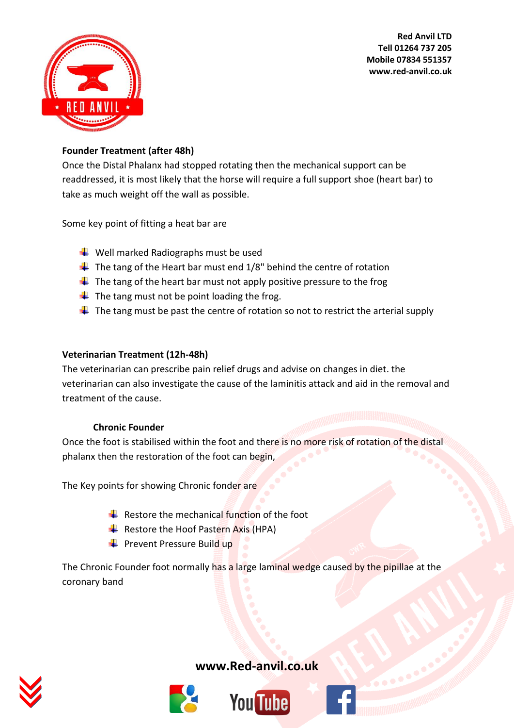**Founder Treatment (after 48h)**

Once the Distal Phalanx had stopped rotating then the mechanical support can be readdressed, it is most likely that the horse will require a full support shoe (heart bar) to take as much weight off the wall as possible.

Some key point of fitting a heat bar are

- Well marked Radiographs must be used
- The tang of the Heart bar must end 1/8" behind the centre of rotation
- The tang of the heart bar must not apply positive pressure to the frog
- The tang must not be point loading the frog.
- The tang must be past the centre of rotation so not to restrict the arterial supply

**Veterinarian Treatment (12h-48h)**

The veterinarian can prescribe pain relief drugs and advise on changes in diet. the veterinarian can also investigate the cause of the laminitis attack and aid in the removal and treatment of the cause.

**Chronic Founder**

Once the foot is stabilised within the foot and there is no more risk of rotation of the distal phalanx then the restoration of the foot can begin,

The Key points for showing Chronic fonder are

- Restore the mechanical function of the foot
- Restore the Hoof Pastern Axis (HPA)
- Prevent Pressure Build up

The Chronic Founder foot normally has a large laminal wedge caused by the pipillae at the coronary band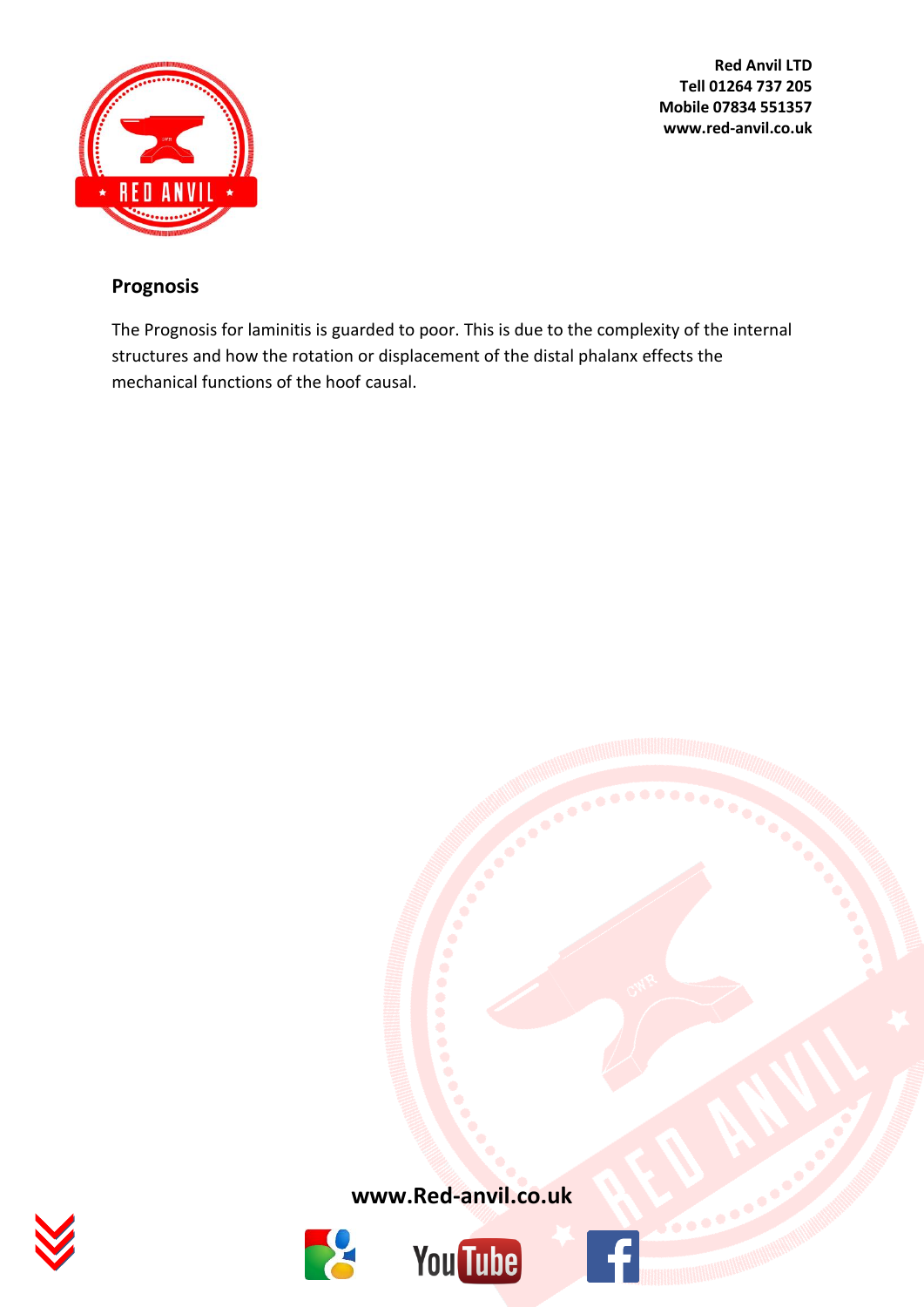## Prognosis

The Prognosis for laminitis is guarded to poor. This is due to the complexity of the internal structures and how the rotation or displacement of the distal phalanx effects the mechanical functions of the hoof causal.